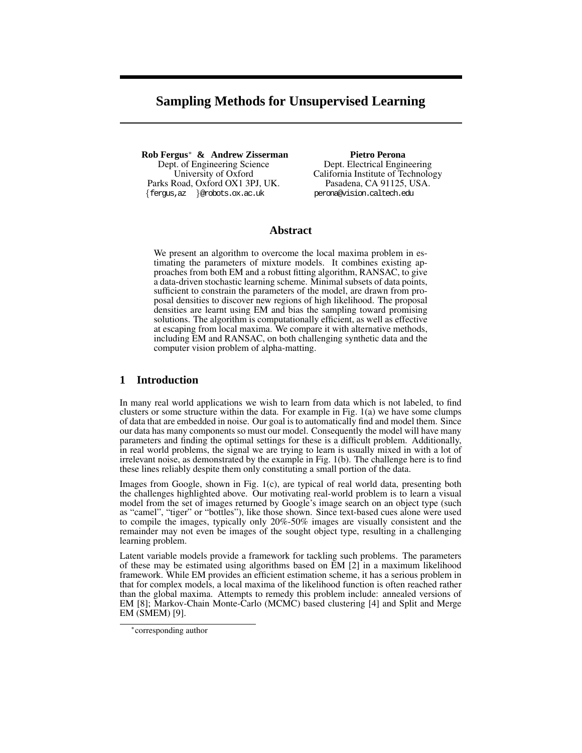# Sampling Methods for Unsupervised Learning

**Rob Fergus*** **& Andrew Zisserman**
Dept. of Engineering Science
University of Oxford
Parks Road, Oxford OX1 3PJ, UK.
{fergus,az }@robots.ox.ac.uk

**Pietro Perona**
Dept. Electrical Engineering
California Institute of Technology
Pasadena, CA 91125, USA.
perona@vision.caltech.edu

## Abstract

We present an algorithm to overcome the local maxima problem in estimating the parameters of mixture models. It combines existing approaches from both EM and a robust fitting algorithm, RANSAC, to give a data-driven stochastic learning scheme. Minimal subsets of data points, sufficient to constrain the parameters of the model, are drawn from proposal densities to discover new regions of high likelihood. The proposal densities are learnt using EM and bias the sampling toward promising solutions. The algorithm is computationally efficient, as well as effective at escaping from local maxima. We compare it with alternative methods, including EM and RANSAC, on both challenging synthetic data and the computer vision problem of alpha-matting.

## 1 Introduction

In many real world applications we wish to learn from data which is not labeled, to find clusters or some structure within the data. For example in Fig. 1(a) we have some clumps of data that are embedded in noise. Our goal is to automatically find and model them. Since our data has many components so must our model. Consequently the model will have many parameters and finding the optimal settings for these is a difficult problem. Additionally, in real world problems, the signal we are trying to learn is usually mixed in with a lot of irrelevant noise, as demonstrated by the example in Fig. 1(b). The challenge here is to find these lines reliably despite them only constituting a small portion of the data.

Images from Google, shown in Fig. 1(c), are typical of real world data, presenting both the challenges highlighted above. Our motivating real-world problem is to learn a visual model from the set of images returned by Google's image search on an object type (such as "camel", "tiger" or "bottles"), like those shown. Since text-based cues alone were used to compile the images, typically only 20%-50% images are visually consistent and the remainder may not even be images of the sought object type, resulting in a challenging learning problem.

Latent variable models provide a framework for tackling such problems. The parameters of these may be estimated using algorithms based on EM [2] in a maximum likelihood framework. While EM provides an efficient estimation scheme, it has a serious problem in that for complex models, a local maxima of the likelihood function is often reached rather than the global maxima. Attempts to remedy this problem include: annealed versions of EM [8]; Markov-Chain Monte-Carlo (MCMC) based clustering [4] and Split and Merge EM (SMEM) [9].

*corresponding author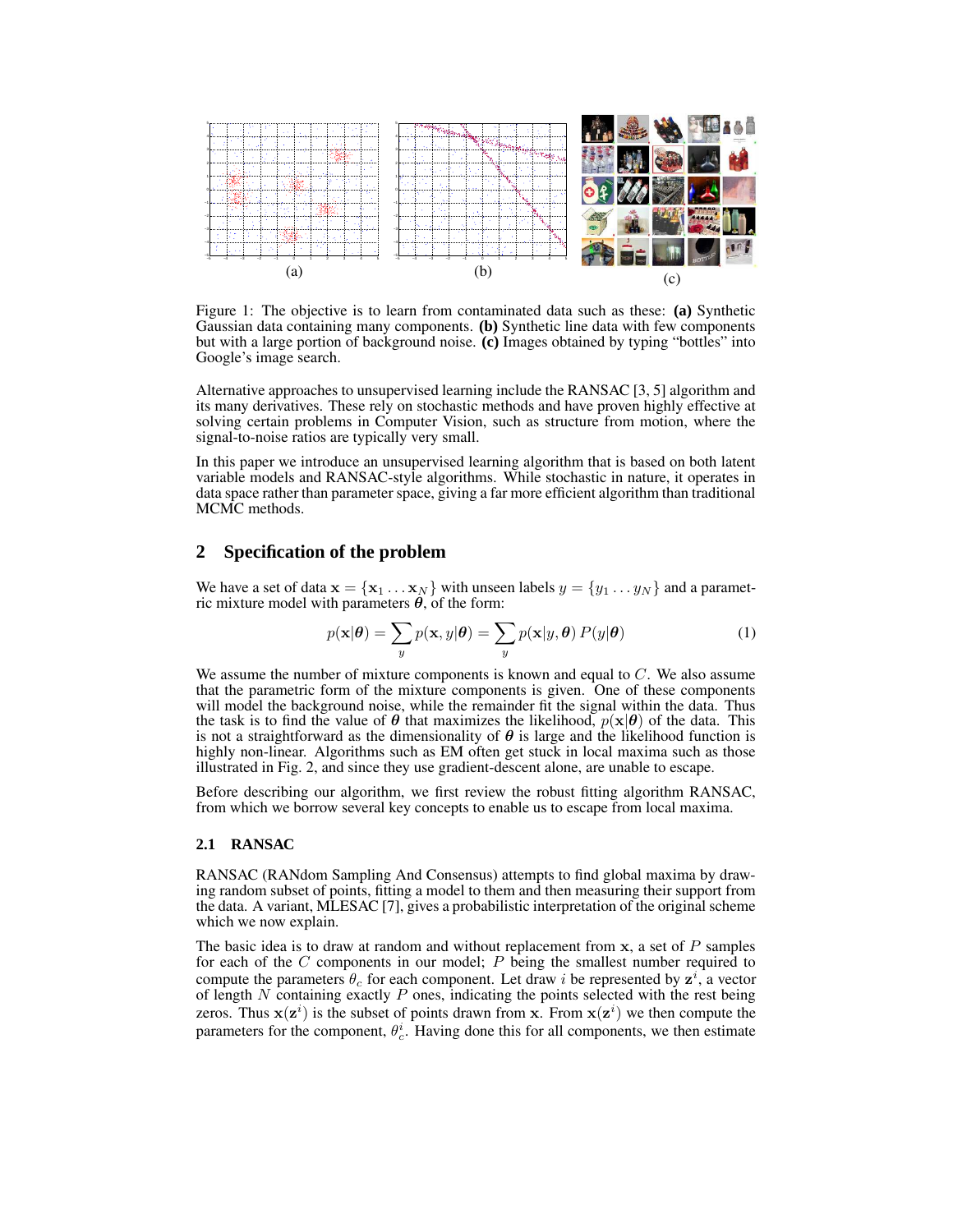(a)

(b)

(c)

Figure 1: The objective is to learn from contaminated data such as these: **(a)** Synthetic Gaussian data containing many components. **(b)** Synthetic line data with few components but with a large portion of background noise. **(c)** Images obtained by typing "bottles" into Google's image search.

Alternative approaches to unsupervised learning include the RANSAC [3, 5] algorithm and its many derivatives. These rely on stochastic methods and have proven highly effective at solving certain problems in Computer Vision, such as structure from motion, where the signal-to-noise ratios are typically very small.

In this paper we introduce an unsupervised learning algorithm that is based on both latent variable models and RANSAC-style algorithms. While stochastic in nature, it operates in data space rather than parameter space, giving a far more efficient algorithm than traditional MCMC methods.

## 2 Specification of the problem

We have a set of data $\mathbf{x} = \{\mathbf{x}_1 \ldots \mathbf{x}_N\}$ with unseen labels $y = \{y_1 \ldots y_N\}$ and a parametric mixture model with parameters $\boldsymbol{\theta}$, of the form:

$$p(\mathbf{x}|\boldsymbol{\theta}) = \sum_y p(\mathbf{x}, y|\boldsymbol{\theta}) = \sum_y p(\mathbf{x}|y, \boldsymbol{\theta})\, P(y|\boldsymbol{\theta}) \tag{1}$$

We assume the number of mixture components is known and equal to $C$. We also assume that the parametric form of the mixture components is given. One of these components will model the background noise, while the remainder fit the signal within the data. Thus the task is to find the value of $\boldsymbol{\theta}$ that maximizes the likelihood, $p(\mathbf{x}|\boldsymbol{\theta})$ of the data. This is not a straightforward as the dimensionality of $\boldsymbol{\theta}$ is large and the likelihood function is highly non-linear. Algorithms such as EM often get stuck in local maxima such as those illustrated in Fig. 2, and since they use gradient-descent alone, are unable to escape.

Before describing our algorithm, we first review the robust fitting algorithm RANSAC, from which we borrow several key concepts to enable us to escape from local maxima.

### 2.1 RANSAC

RANSAC (RANdom Sampling And Consensus) attempts to find global maxima by drawing random subset of points, fitting a model to them and then measuring their support from the data. A variant, MLESAC [7], gives a probabilistic interpretation of the original scheme which we now explain.

The basic idea is to draw at random and without replacement from $\mathbf{x}$, a set of $P$ samples for each of the $C$ components in our model; $P$ being the smallest number required to compute the parameters $\theta_c$ for each component. Let draw $i$ be represented by $\mathbf{z}^i$, a vector of length $N$ containing exactly $P$ ones, indicating the points selected with the rest being zeros. Thus $\mathbf{x}(\mathbf{z}^i)$ is the subset of points drawn from $\mathbf{x}$. From $\mathbf{x}(\mathbf{z}^i)$ we then compute the parameters for the component, $\theta_c^i$. Having done this for all components, we then estimate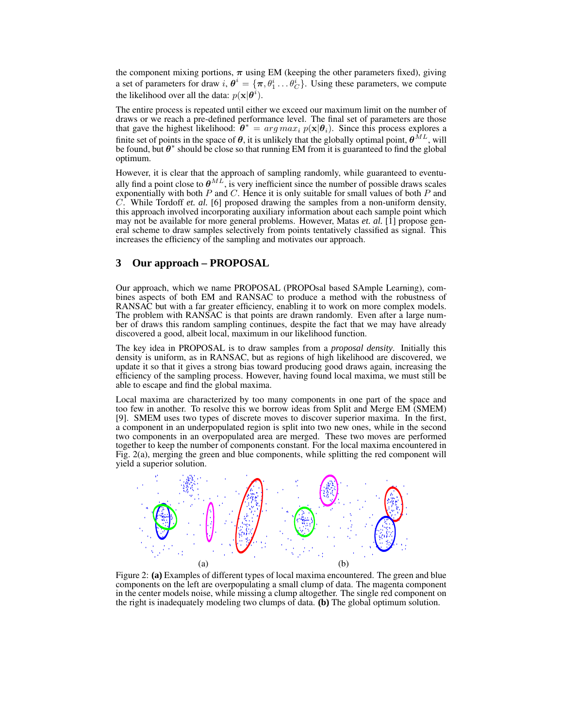the component mixing portions, $\boldsymbol{\pi}$ using EM (keeping the other parameters fixed), giving a set of parameters for draw $i$, $\boldsymbol{\theta}^i = \{\boldsymbol{\pi}, \theta_1^i \ldots \theta_C^i\}$. Using these parameters, we compute the likelihood over all the data: $p(\mathbf{x}|\boldsymbol{\theta}^i)$.

The entire process is repeated until either we exceed our maximum limit on the number of draws or we reach a pre-defined performance level. The final set of parameters are those that gave the highest likelihood: $\boldsymbol{\theta}^* = arg\,max_i\; p(\mathbf{x}|\boldsymbol{\theta}_i)$. Since this process explores a finite set of points in the space of $\boldsymbol{\theta}$, it is unlikely that the globally optimal point, $\boldsymbol{\theta}^{ML}$, will be found, but $\boldsymbol{\theta}^*$ should be close so that running EM from it is guaranteed to find the global optimum.

However, it is clear that the approach of sampling randomly, while guaranteed to eventually find a point close to $\boldsymbol{\theta}^{ML}$, is very inefficient since the number of possible draws scales exponentially with both $P$ and $C$. Hence it is only suitable for small values of both $P$ and $C$. While Tordoff *et. al.* [6] proposed drawing the samples from a non-uniform density, this approach involved incorporating auxiliary information about each sample point which may not be available for more general problems. However, Matas *et. al.* [1] propose general scheme to draw samples selectively from points tentatively classified as signal. This increases the efficiency of the sampling and motivates our approach.

## 3 Our approach – PROPOSAL

Our approach, which we name PROPOSAL (PROPOsal based SAmple Learning), combines aspects of both EM and RANSAC to produce a method with the robustness of RANSAC but with a far greater efficiency, enabling it to work on more complex models. The problem with RANSAC is that points are drawn randomly. Even after a large number of draws this random sampling continues, despite the fact that we may have already discovered a good, albeit local, maximum in our likelihood function.

The key idea in PROPOSAL is to draw samples from a ***proposal density***. Initially this density is uniform, as in RANSAC, but as regions of high likelihood are discovered, we update it so that it gives a strong bias toward producing good draws again, increasing the efficiency of the sampling process. However, having found local maxima, we must still be able to escape and find the global maxima.

Local maxima are characterized by too many components in one part of the space and too few in another. To resolve this we borrow ideas from Split and Merge EM (SMEM) [9]. SMEM uses two types of discrete moves to discover superior maxima. In the first, a component in an underpopulated region is split into two new ones, while in the second two components in an overpopulated area are merged. These two moves are performed together to keep the number of components constant. For the local maxima encountered in Fig. 2(a), merging the green and blue components, while splitting the red component will yield a superior solution.

(a)

(b)

Figure 2: **(a)** Examples of different types of local maxima encountered. The green and blue components on the left are overpopulating a small clump of data. The magenta component in the center models noise, while missing a clump altogether. The single red component on the right is inadequately modeling two clumps of data. **(b)** The global optimum solution.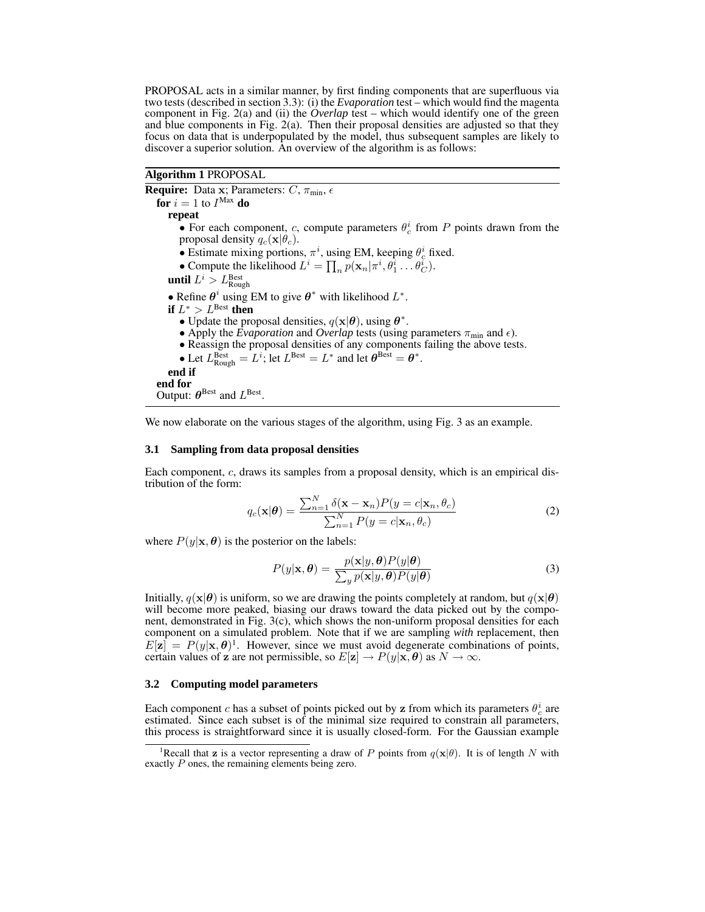PROPOSAL acts in a similar manner, by first finding components that are superfluous via two tests (described in section 3.3): (i) the *Evaporation* test – which would find the magenta component in Fig. 2(a) and (ii) the *Overlap* test – which would identify one of the green and blue components in Fig. 2(a). Then their proposal densities are adjusted so that they focus on data that is underpopulated by the model, thus subsequent samples are likely to discover a superior solution. An overview of the algorithm is as follows:

**Algorithm 1** PROPOSAL

**Require:** Data $\mathbf{x}$; Parameters: $C$, $\pi_{\text{min}}$, $\epsilon$
**for** $i = 1$ to $I^{\text{Max}}$ **do**
  **repeat**
    • For each component, $c$, compute parameters $\theta_c^i$ from $P$ points drawn from the proposal density $q_c(\mathbf{x}|\theta_c)$.
    • Estimate mixing portions, $\pi^i$, using EM, keeping $\theta_c^i$ fixed.
    • Compute the likelihood $L^i = \prod_n p(\mathbf{x}_n|\pi^i, \theta_1^i \ldots \theta_C^i)$.
  **until** $L^i > L_{\text{Rough}}^{\text{Best}}$
  • Refine $\boldsymbol{\theta}^i$ using EM to give $\boldsymbol{\theta}^*$ with likelihood $L^*$.
  **if** $L^* > L^{\text{Best}}$ **then**
    • Update the proposal densities, $q(\mathbf{x}|\boldsymbol{\theta})$, using $\boldsymbol{\theta}^*$.
    • Apply the *Evaporation* and *Overlap* tests (using parameters $\pi_{\text{min}}$ and $\epsilon$).
    • Reassign the proposal densities of any components failing the above tests.
    • Let $L_{\text{Rough}}^{\text{Best}} = L^i$; let $L^{\text{Best}} = L^*$ and let $\boldsymbol{\theta}^{\text{Best}} = \boldsymbol{\theta}^*$.
  **end if**
**end for**
Output: $\boldsymbol{\theta}^{\text{Best}}$ and $L^{\text{Best}}$.

We now elaborate on the various stages of the algorithm, using Fig. 3 as an example.

### 3.1 Sampling from data proposal densities

Each component, $c$, draws its samples from a proposal density, which is an empirical distribution of the form:

$$q_c(\mathbf{x}|\boldsymbol{\theta}) = \frac{\sum_{n=1}^{N} \delta(\mathbf{x} - \mathbf{x}_n) P(y = c|\mathbf{x}_n, \theta_c)}{\sum_{n=1}^{N} P(y = c|\mathbf{x}_n, \theta_c)} \tag{2}$$

where $P(y|\mathbf{x}, \boldsymbol{\theta})$ is the posterior on the labels:

$$P(y|\mathbf{x}, \boldsymbol{\theta}) = \frac{p(\mathbf{x}|y, \boldsymbol{\theta}) P(y|\boldsymbol{\theta})}{\sum_y p(\mathbf{x}|y, \boldsymbol{\theta}) P(y|\boldsymbol{\theta})} \tag{3}$$

Initially, $q(\mathbf{x}|\boldsymbol{\theta})$ is uniform, so we are drawing the points completely at random, but $q(\mathbf{x}|\boldsymbol{\theta})$ will become more peaked, biasing our draws toward the data picked out by the component, demonstrated in Fig. 3(c), which shows the non-uniform proposal densities for each component on a simulated problem. Note that if we are sampling *with* replacement, then $E[\mathbf{z}] = P(y|\mathbf{x}, \boldsymbol{\theta})$[1]. However, since we must avoid degenerate combinations of points, certain values of $\mathbf{z}$ are not permissible, so $E[\mathbf{z}] \to P(y|\mathbf{x}, \boldsymbol{\theta})$ as $N \to \infty$.

### 3.2 Computing model parameters

Each component $c$ has a subset of points picked out by $\mathbf{z}$ from which its parameters $\theta_c^i$ are estimated. Since each subset is of the minimal size required to constrain all parameters, this process is straightforward since it is usually closed-form. For the Gaussian example

[1] Recall that $\mathbf{z}$ is a vector representing a draw of $P$ points from $q(\mathbf{x}|\theta)$. It is of length $N$ with exactly $P$ ones, the remaining elements being zero.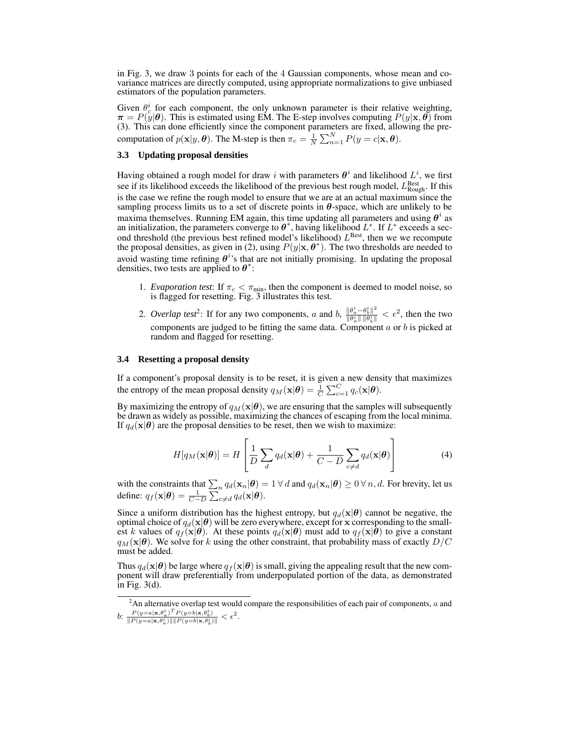in Fig. 3, we draw 3 points for each of the 4 Gaussian components, whose mean and covariance matrices are directly computed, using appropriate normalizations to give unbiased estimators of the population parameters.

Given $\theta_c^i$ for each component, the only unknown parameter is their relative weighting, $\boldsymbol{\pi} = P(y|\boldsymbol{\theta})$. This is estimated using EM. The E-step involves computing $P(y|\mathbf{x}, \boldsymbol{\theta})$ from (3). This can done efficiently since the component parameters are fixed, allowing the pre-computation of $p(\mathbf{x}|y, \boldsymbol{\theta})$. The M-step is then $\pi_c = \frac{1}{N}\sum_{n=1}^{N} P(y = c|\mathbf{x}, \boldsymbol{\theta})$.

### 3.3 Updating proposal densities

Having obtained a rough model for draw $i$ with parameters $\boldsymbol{\theta}^i$ and likelihood $L^i$, we first see if its likelihood exceeds the likelihood of the previous best rough model, $L^{\text{Best}}_{\text{Rough}}$. If this is the case we refine the rough model to ensure that we are at an actual maximum since the sampling process limits us to a set of discrete points in $\boldsymbol{\theta}$-space, which are unlikely to be maxima themselves. Running EM again, this time updating all parameters and using $\boldsymbol{\theta}^i$ as an initialization, the parameters converge to $\boldsymbol{\theta}^*$, having likelihood $L^*$. If $L^*$ exceeds a second threshold (the previous best refined model's likelihood) $L^{\text{Best}}$, then we we recompute the proposal densities, as given in (2), using $P(y|\mathbf{x}, \boldsymbol{\theta}^*)$. The two thresholds are needed to avoid wasting time refining $\boldsymbol{\theta}^i$'s that are not initially promising. In updating the proposal densities, two tests are applied to $\boldsymbol{\theta}^*$:

1. *Evaporation test*: If $\pi_c < \pi_{\text{min}}$, then the component is deemed to model noise, so is flagged for resetting. Fig. 3 illustrates this test.
2. *Overlap test*[2]: If for any two components, $a$ and $b$, $\frac{\|\theta_a^i - \theta_b^i\|^2}{\|\theta_a^i\|\,\|\theta_b^i\|} < \epsilon^2$, then the two components are judged to be fitting the same data. Component $a$ or $b$ is picked at random and flagged for resetting.

### 3.4 Resetting a proposal density

If a component's proposal density is to be reset, it is given a new density that maximizes the entropy of the mean proposal density $q_M(\mathbf{x}|\boldsymbol{\theta}) = \frac{1}{C}\sum_{c=1}^{C} q_c(\mathbf{x}|\boldsymbol{\theta})$.

By maximizing the entropy of $q_M(\mathbf{x}|\boldsymbol{\theta})$, we are ensuring that the samples will subsequently be drawn as widely as possible, maximizing the chances of escaping from the local minima. If $q_d(\mathbf{x}|\boldsymbol{\theta})$ are the proposal densities to be reset, then we wish to maximize:

$$H[q_M(\mathbf{x}|\boldsymbol{\theta})] = H\left[\frac{1}{D}\sum_{d} q_d(\mathbf{x}|\boldsymbol{\theta}) + \frac{1}{C-D}\sum_{c \neq d} q_d(\mathbf{x}|\boldsymbol{\theta})\right] \tag{4}$$

with the constraints that $\sum_n q_d(\mathbf{x}_n|\boldsymbol{\theta}) = 1 \,\forall\, d$ and $q_d(\mathbf{x}_n|\boldsymbol{\theta}) \geq 0 \,\forall\, n, d$. For brevity, let us define: $q_f(\mathbf{x}|\boldsymbol{\theta}) = \frac{1}{C-D}\sum_{c \neq d} q_d(\mathbf{x}|\boldsymbol{\theta})$.

Since a uniform distribution has the highest entropy, but $q_d(\mathbf{x}|\boldsymbol{\theta})$ cannot be negative, the optimal choice of $q_d(\mathbf{x}|\boldsymbol{\theta})$ will be zero everywhere, except for $\mathbf{x}$ corresponding to the smallest $k$ values of $q_f(\mathbf{x}|\boldsymbol{\theta})$. At these points $q_d(\mathbf{x}|\boldsymbol{\theta})$ must add to $q_f(\mathbf{x}|\boldsymbol{\theta})$ to give a constant $q_M(\mathbf{x}|\boldsymbol{\theta})$. We solve for $k$ using the other constraint, that probability mass of exactly $D/C$ must be added.

Thus $q_d(\mathbf{x}|\boldsymbol{\theta})$ be large where $q_f(\mathbf{x}|\boldsymbol{\theta})$ is small, giving the appealing result that the new component will draw preferentially from underpopulated portion of the data, as demonstrated in Fig. 3(d).

[2] An alternative overlap test would compare the responsibilities of each pair of components, $a$ and $b$: $\frac{P(y=a|\mathbf{x},\theta_a^i)^T P(y=b|\mathbf{x},\theta_b^i)}{\|P(y=a|\mathbf{x},\theta_a^i)\|\|P(y=b|\mathbf{x},\theta_b^i)\|} < \epsilon^2$.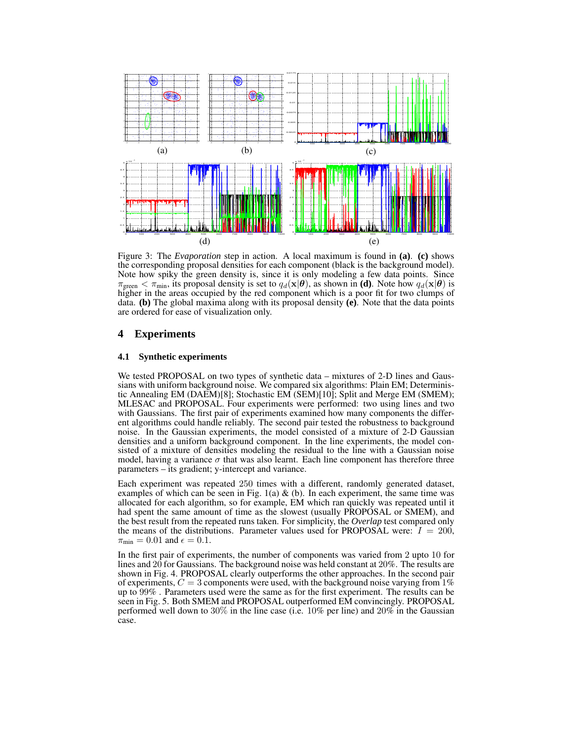(a)

(b)

(c)

(d)

(e)

Figure 3: The *Evaporation* step in action. A local maximum is found in **(a)**. **(c)** shows the corresponding proposal densities for each component (black is the background model). Note how spiky the green density is, since it is only modeling a few data points. Since $\pi_{\text{green}} < \pi_{\text{min}}$, its proposal density is set to $q_d(\mathbf{x}|\boldsymbol{\theta})$, as shown in **(d)**. Note how $q_d(\mathbf{x}|\boldsymbol{\theta})$ is higher in the areas occupied by the red component which is a poor fit for two clumps of data. **(b)** The global maxima along with its proposal density **(e)**. Note that the data points are ordered for ease of visualization only.

# 4 Experiments

## 4.1 Synthetic experiments

We tested PROPOSAL on two types of synthetic data – mixtures of 2-D lines and Gaussians with uniform background noise. We compared six algorithms: Plain EM; Deterministic Annealing EM (DAEM)[8]; Stochastic EM (SEM)[10]; Split and Merge EM (SMEM); MLESAC and PROPOSAL. Four experiments were performed: two using lines and two with Gaussians. The first pair of experiments examined how many components the different algorithms could handle reliably. The second pair tested the robustness to background noise. In the Gaussian experiments, the model consisted of a mixture of 2-D Gaussian densities and a uniform background component. In the line experiments, the model consisted of a mixture of densities modeling the residual to the line with a Gaussian noise model, having a variance $\sigma$ that was also learnt. Each line component has therefore three parameters – its gradient; y-intercept and variance.

Each experiment was repeated $250$ times with a different, randomly generated dataset, examples of which can be seen in Fig. 1(a) & (b). In each experiment, the same time was allocated for each algorithm, so for example, EM which ran quickly was repeated until it had spent the same amount of time as the slowest (usually PROPOSAL or SMEM), and the best result from the repeated runs taken. For simplicity, the *Overlap* test compared only the means of the distributions. Parameter values used for PROPOSAL were: $I = 200$, $\pi_{\text{min}} = 0.01$ and $\epsilon = 0.1$.

In the first pair of experiments, the number of components was varied from $2$ upto $10$ for lines and $20$ for Gaussians. The background noise was held constant at $20\%$. The results are shown in Fig. 4. PROPOSAL clearly outperforms the other approaches. In the second pair of experiments, $C = 3$ components were used, with the background noise varying from $1\%$ up to $99\%$ . Parameters used were the same as for the first experiment. The results can be seen in Fig. 5. Both SMEM and PROPOSAL outperformed EM convincingly. PROPOSAL performed well down to $30\%$ in the line case (i.e. $10\%$ per line) and $20\%$ in the Gaussian case.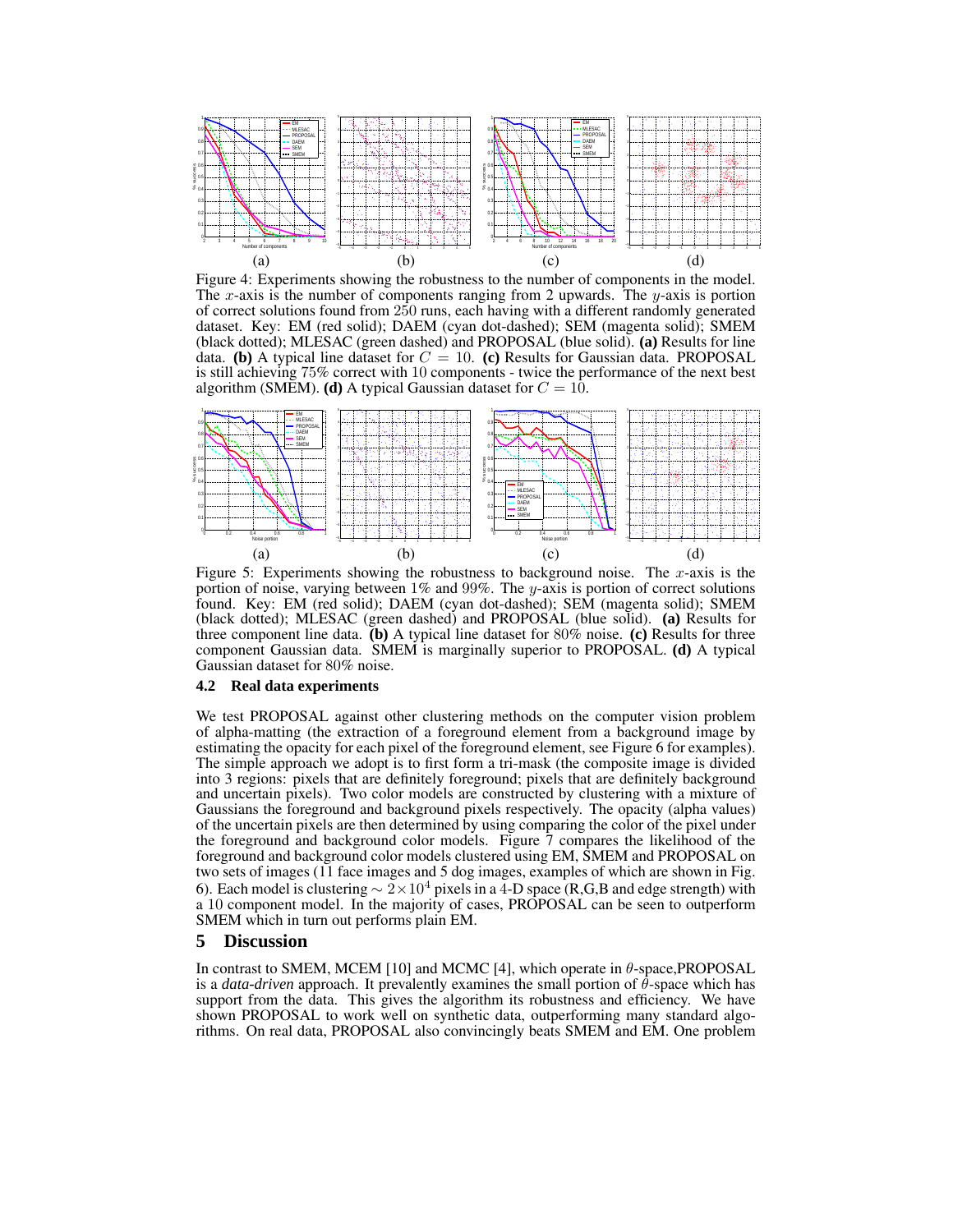(a) (b) (c) (d)

Figure 4: Experiments showing the robustness to the number of components in the model. The $x$-axis is the number of components ranging from 2 upwards. The $y$-axis is portion of correct solutions found from 250 runs, each having with a different randomly generated dataset. Key: EM (red solid); DAEM (cyan dot-dashed); SEM (magenta solid); SMEM (black dotted); MLESAC (green dashed) and PROPOSAL (blue solid). **(a)** Results for line data. **(b)** A typical line dataset for $C = 10$. **(c)** Results for Gaussian data. PROPOSAL is still achieving 75% correct with 10 components - twice the performance of the next best algorithm (SMEM). **(d)** A typical Gaussian dataset for $C = 10$.

(a) (b) (c) (d)

Figure 5: Experiments showing the robustness to background noise. The $x$-axis is the portion of noise, varying between 1% and 99%. The $y$-axis is portion of correct solutions found. Key: EM (red solid); DAEM (cyan dot-dashed); SEM (magenta solid); SMEM (black dotted); MLESAC (green dashed) and PROPOSAL (blue solid). **(a)** Results for three component line data. **(b)** A typical line dataset for 80% noise. **(c)** Results for three component Gaussian data. SMEM is marginally superior to PROPOSAL. **(d)** A typical Gaussian dataset for 80% noise.

### 4.2 Real data experiments

We test PROPOSAL against other clustering methods on the computer vision problem of alpha-matting (the extraction of a foreground element from a background image by estimating the opacity for each pixel of the foreground element, see Figure 6 for examples). The simple approach we adopt is to first form a tri-mask (the composite image is divided into 3 regions: pixels that are definitely foreground; pixels that are definitely background and uncertain pixels). Two color models are constructed by clustering with a mixture of Gaussians the foreground and background pixels respectively. The opacity (alpha values) of the uncertain pixels are then determined by using comparing the color of the pixel under the foreground and background color models. Figure 7 compares the likelihood of the foreground and background color models clustered using EM, SMEM and PROPOSAL on two sets of images (11 face images and 5 dog images, examples of which are shown in Fig. 6). Each model is clustering $\sim 2 \times 10^4$ pixels in a 4-D space (R,G,B and edge strength) with a 10 component model. In the majority of cases, PROPOSAL can be seen to outperform SMEM which in turn out performs plain EM.

## 5 Discussion

In contrast to SMEM, MCEM [10] and MCMC [4], which operate in $\theta$-space,PROPOSAL is a *data-driven* approach. It prevalently examines the small portion of $\theta$-space which has support from the data. This gives the algorithm its robustness and efficiency. We have shown PROPOSAL to work well on synthetic data, outperforming many standard algorithms. On real data, PROPOSAL also convincingly beats SMEM and EM. One problem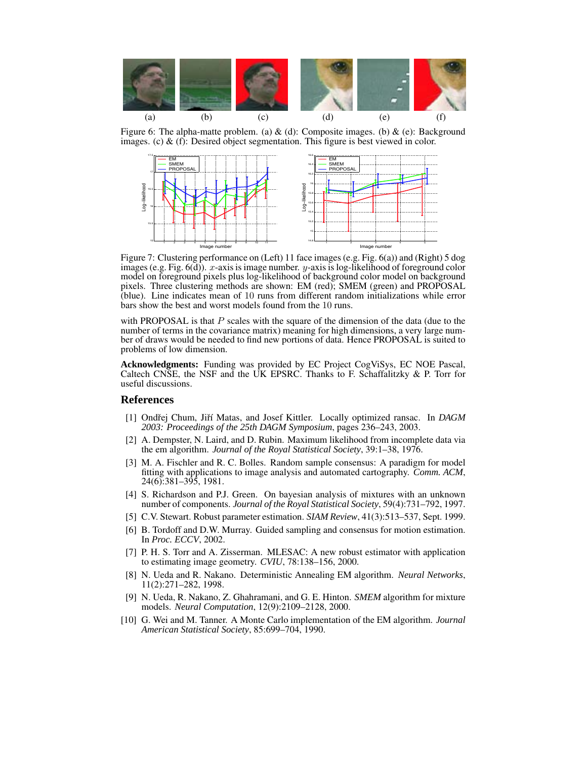(a) (b) (c) (d) (e) (f)

Figure 6: The alpha-matte problem. (a) & (d): Composite images. (b) & (e): Background images. (c) & (f): Desired object segmentation. This figure is best viewed in color.

EM
SMEM
PROPOSAL
Log–likelihood
Image number

EM
SMEM
PROPOSAL
Log–likelihood
Image number

Figure 7: Clustering performance on (Left) 11 face images (e.g. Fig. 6(a)) and (Right) 5 dog images (e.g. Fig. 6(d)). $x$-axis is image number. $y$-axis is log-likelihood of foreground color model on foreground pixels plus log-likelihood of background color model on background pixels. Three clustering methods are shown: EM (red); SMEM (green) and PROPOSAL (blue). Line indicates mean of 10 runs from different random initializations while error bars show the best and worst models found from the 10 runs.

with PROPOSAL is that $P$ scales with the square of the dimension of the data (due to the number of terms in the covariance matrix) meaning for high dimensions, a very large number of draws would be needed to find new portions of data. Hence PROPOSAL is suited to problems of low dimension.

**Acknowledgments:** Funding was provided by EC Project CogViSys, EC NOE Pascal, Caltech CNSE, the NSF and the UK EPSRC. Thanks to F. Schaffalitzky & P. Torr for useful discussions.

## References

[1] Ondřej Chum, Jiří Matas, and Josef Kittler. Locally optimized ransac. In *DAGM 2003: Proceedings of the 25th DAGM Symposium*, pages 236–243, 2003.

[2] A. Dempster, N. Laird, and D. Rubin. Maximum likelihood from incomplete data via the em algorithm. *Journal of the Royal Statistical Society*, 39:1–38, 1976.

[3] M. A. Fischler and R. C. Bolles. Random sample consensus: A paradigm for model fitting with applications to image analysis and automated cartography. *Comm. ACM*, 24(6):381–395, 1981.

[4] S. Richardson and P.J. Green. On bayesian analysis of mixtures with an unknown number of components. *Journal of the Royal Statistical Society*, 59(4):731–792, 1997.

[5] C.V. Stewart. Robust parameter estimation. *SIAM Review*, 41(3):513–537, Sept. 1999.

[6] B. Tordoff and D.W. Murray. Guided sampling and consensus for motion estimation. In *Proc. ECCV*, 2002.

[7] P. H. S. Torr and A. Zisserman. MLESAC: A new robust estimator with application to estimating image geometry. *CVIU*, 78:138–156, 2000.

[8] N. Ueda and R. Nakano. Deterministic Annealing EM algorithm. *Neural Networks*, 11(2):271–282, 1998.

[9] N. Ueda, R. Nakano, Z. Ghahramani, and G. E. Hinton. *SMEM* algorithm for mixture models. *Neural Computation*, 12(9):2109–2128, 2000.

[10] G. Wei and M. Tanner. A Monte Carlo implementation of the EM algorithm. *Journal American Statistical Society*, 85:699–704, 1990.